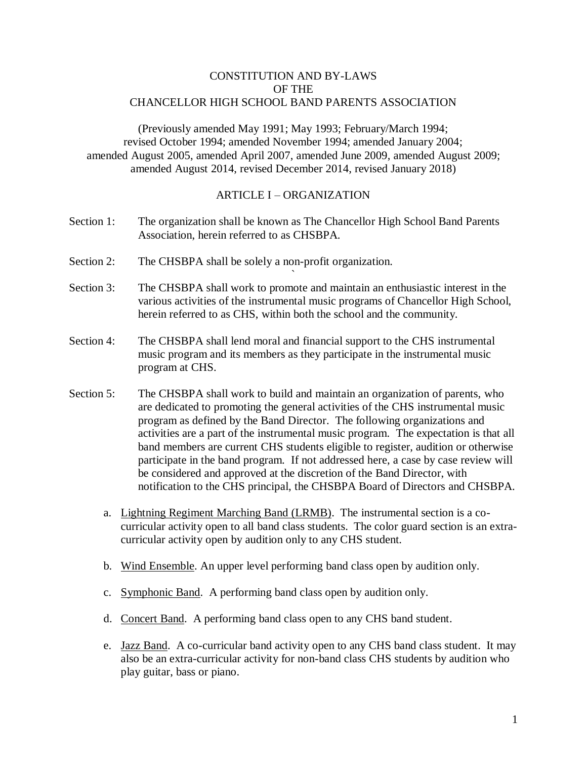# CONSTITUTION AND BY-LAWS OF THE CHANCELLOR HIGH SCHOOL BAND PARENTS ASSOCIATION

(Previously amended May 1991; May 1993; February/March 1994; revised October 1994; amended November 1994; amended January 2004; amended August 2005, amended April 2007, amended June 2009, amended August 2009; amended August 2014, revised December 2014, revised January 2018)

## ARTICLE I – ORGANIZATION

Section 1: The organization shall be known as The Chancellor High School Band Parents Association, herein referred to as CHSBPA.

Section 2: The CHSBPA shall be solely a non-profit organization.

Section 3: The CHSBPA shall work to promote and maintain an enthusiastic interest in the various activities of the instrumental music programs of Chancellor High School, herein referred to as CHS, within both the school and the community.

Section 4: The CHSBPA shall lend moral and financial support to the CHS instrumental music program and its members as they participate in the instrumental music program at CHS.

Section 5: The CHSBPA shall work to build and maintain an organization of parents, who are dedicated to promoting the general activities of the CHS instrumental music program as defined by the Band Director. The following organizations and activities are a part of the instrumental music program. The expectation is that all band members are current CHS students eligible to register, audition or otherwise participate in the band program. If not addressed here, a case by case review will be considered and approved at the discretion of the Band Director, with notification to the CHS principal, the CHSBPA Board of Directors and CHSBPA.

a. Lightning Regiment Marching Band (LRMB). The instrumental section is a co-curricular activity open to all band class students. The color guard section is an extra-curricular activity open by audition only to any CHS student.

b. Wind Ensemble. An upper level performing band class open by audition only.

c. Symphonic Band. A performing band class open by audition only.

d. Concert Band. A performing band class open to any CHS band student.

e. Jazz Band. A co-curricular band activity open to any CHS band class student. It may also be an extra-curricular activity for non-band class CHS students by audition who play guitar, bass or piano.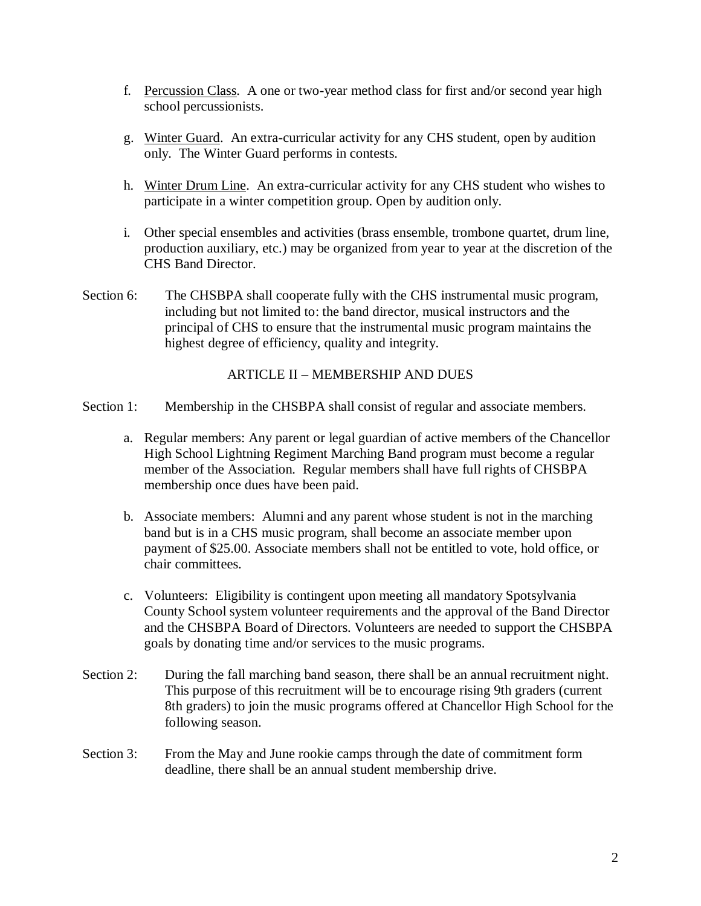f. <u>Percussion Class</u>. A one or two-year method class for first and/or second year high school percussionists.

g. <u>Winter Guard</u>. An extra-curricular activity for any CHS student, open by audition only. The Winter Guard performs in contests.

h. <u>Winter Drum Line</u>. An extra-curricular activity for any CHS student who wishes to participate in a winter competition group. Open by audition only.

i. Other special ensembles and activities (brass ensemble, trombone quartet, drum line, production auxiliary, etc.) may be organized from year to year at the discretion of the CHS Band Director.

Section 6: The CHSBPA shall cooperate fully with the CHS instrumental music program, including but not limited to: the band director, musical instructors and the principal of CHS to ensure that the instrumental music program maintains the highest degree of efficiency, quality and integrity.

## ARTICLE II – MEMBERSHIP AND DUES

Section 1: Membership in the CHSBPA shall consist of regular and associate members.

a. Regular members: Any parent or legal guardian of active members of the Chancellor High School Lightning Regiment Marching Band program must become a regular member of the Association. Regular members shall have full rights of CHSBPA membership once dues have been paid.

b. Associate members: Alumni and any parent whose student is not in the marching band but is in a CHS music program, shall become an associate member upon payment of $25.00. Associate members shall not be entitled to vote, hold office, or chair committees.

c. Volunteers: Eligibility is contingent upon meeting all mandatory Spotsylvania County School system volunteer requirements and the approval of the Band Director and the CHSBPA Board of Directors. Volunteers are needed to support the CHSBPA goals by donating time and/or services to the music programs.

Section 2: During the fall marching band season, there shall be an annual recruitment night. This purpose of this recruitment will be to encourage rising 9th graders (current 8th graders) to join the music programs offered at Chancellor High School for the following season.

Section 3: From the May and June rookie camps through the date of commitment form deadline, there shall be an annual student membership drive.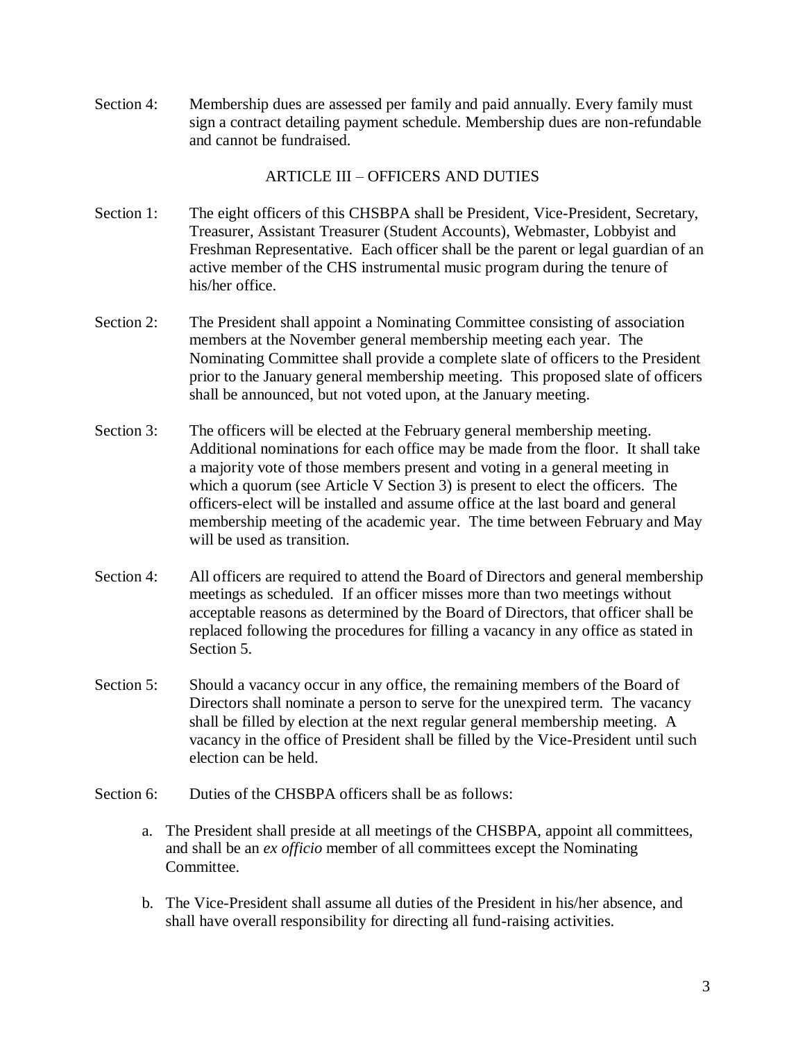Section 4: Membership dues are assessed per family and paid annually. Every family must sign a contract detailing payment schedule. Membership dues are non-refundable and cannot be fundraised.

## ARTICLE III – OFFICERS AND DUTIES

Section 1: The eight officers of this CHSBPA shall be President, Vice-President, Secretary, Treasurer, Assistant Treasurer (Student Accounts), Webmaster, Lobbyist and Freshman Representative. Each officer shall be the parent or legal guardian of an active member of the CHS instrumental music program during the tenure of his/her office.

Section 2: The President shall appoint a Nominating Committee consisting of association members at the November general membership meeting each year. The Nominating Committee shall provide a complete slate of officers to the President prior to the January general membership meeting. This proposed slate of officers shall be announced, but not voted upon, at the January meeting.

Section 3: The officers will be elected at the February general membership meeting. Additional nominations for each office may be made from the floor. It shall take a majority vote of those members present and voting in a general meeting in which a quorum (see Article V Section 3) is present to elect the officers. The officers-elect will be installed and assume office at the last board and general membership meeting of the academic year. The time between February and May will be used as transition.

Section 4: All officers are required to attend the Board of Directors and general membership meetings as scheduled. If an officer misses more than two meetings without acceptable reasons as determined by the Board of Directors, that officer shall be replaced following the procedures for filling a vacancy in any office as stated in Section 5.

Section 5: Should a vacancy occur in any office, the remaining members of the Board of Directors shall nominate a person to serve for the unexpired term. The vacancy shall be filled by election at the next regular general membership meeting. A vacancy in the office of President shall be filled by the Vice-President until such election can be held.

Section 6: Duties of the CHSBPA officers shall be as follows:

a. The President shall preside at all meetings of the CHSBPA, appoint all committees, and shall be an *ex officio* member of all committees except the Nominating Committee.

b. The Vice-President shall assume all duties of the President in his/her absence, and shall have overall responsibility for directing all fund-raising activities.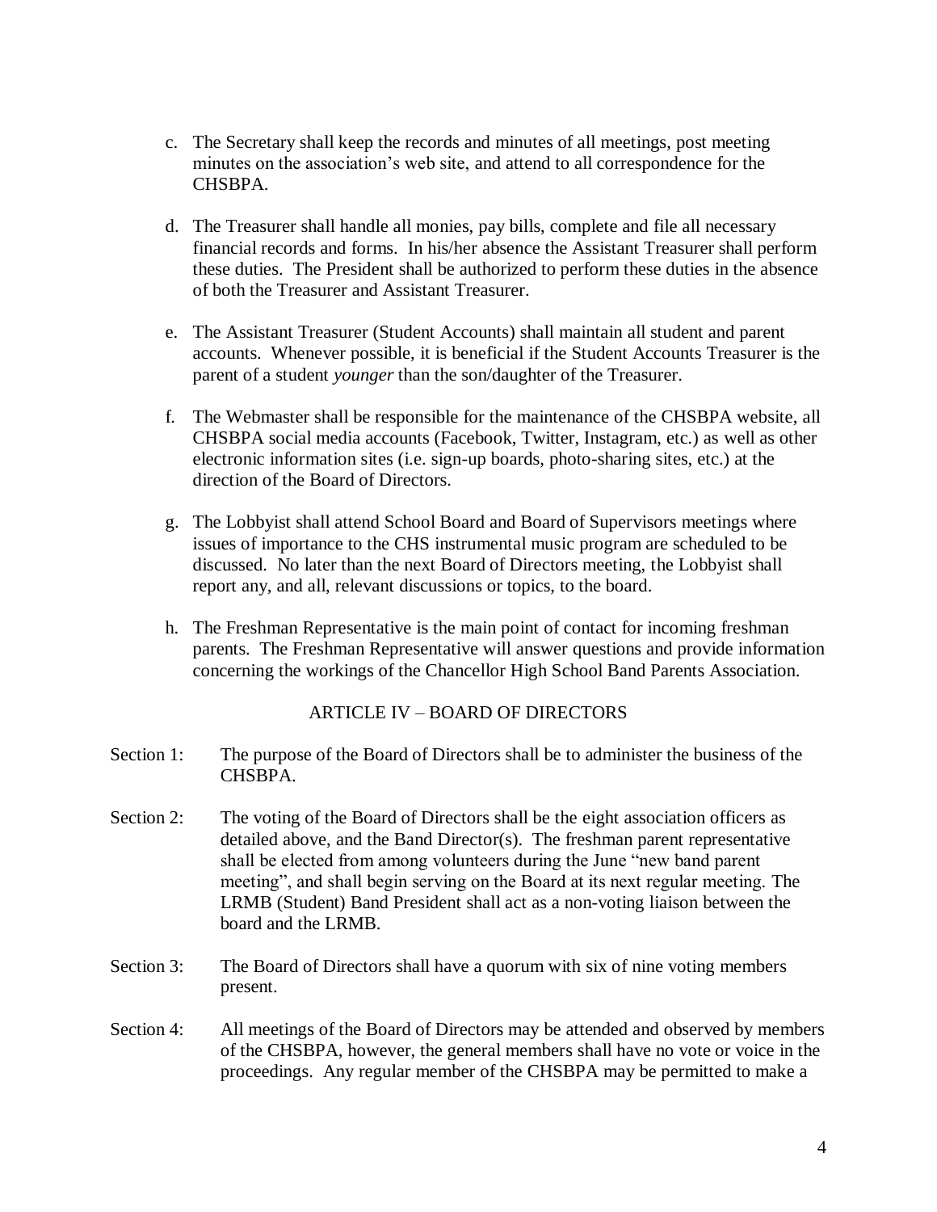c. The Secretary shall keep the records and minutes of all meetings, post meeting minutes on the association's web site, and attend to all correspondence for the CHSBPA.

d. The Treasurer shall handle all monies, pay bills, complete and file all necessary financial records and forms. In his/her absence the Assistant Treasurer shall perform these duties. The President shall be authorized to perform these duties in the absence of both the Treasurer and Assistant Treasurer.

e. The Assistant Treasurer (Student Accounts) shall maintain all student and parent accounts. Whenever possible, it is beneficial if the Student Accounts Treasurer is the parent of a student *younger* than the son/daughter of the Treasurer.

f. The Webmaster shall be responsible for the maintenance of the CHSBPA website, all CHSBPA social media accounts (Facebook, Twitter, Instagram, etc.) as well as other electronic information sites (i.e. sign-up boards, photo-sharing sites, etc.) at the direction of the Board of Directors.

g. The Lobbyist shall attend School Board and Board of Supervisors meetings where issues of importance to the CHS instrumental music program are scheduled to be discussed. No later than the next Board of Directors meeting, the Lobbyist shall report any, and all, relevant discussions or topics, to the board.

h. The Freshman Representative is the main point of contact for incoming freshman parents. The Freshman Representative will answer questions and provide information concerning the workings of the Chancellor High School Band Parents Association.

## ARTICLE IV – BOARD OF DIRECTORS

Section 1: The purpose of the Board of Directors shall be to administer the business of the CHSBPA.

Section 2: The voting of the Board of Directors shall be the eight association officers as detailed above, and the Band Director(s). The freshman parent representative shall be elected from among volunteers during the June "new band parent meeting", and shall begin serving on the Board at its next regular meeting. The LRMB (Student) Band President shall act as a non-voting liaison between the board and the LRMB.

Section 3: The Board of Directors shall have a quorum with six of nine voting members present.

Section 4: All meetings of the Board of Directors may be attended and observed by members of the CHSBPA, however, the general members shall have no vote or voice in the proceedings. Any regular member of the CHSBPA may be permitted to make a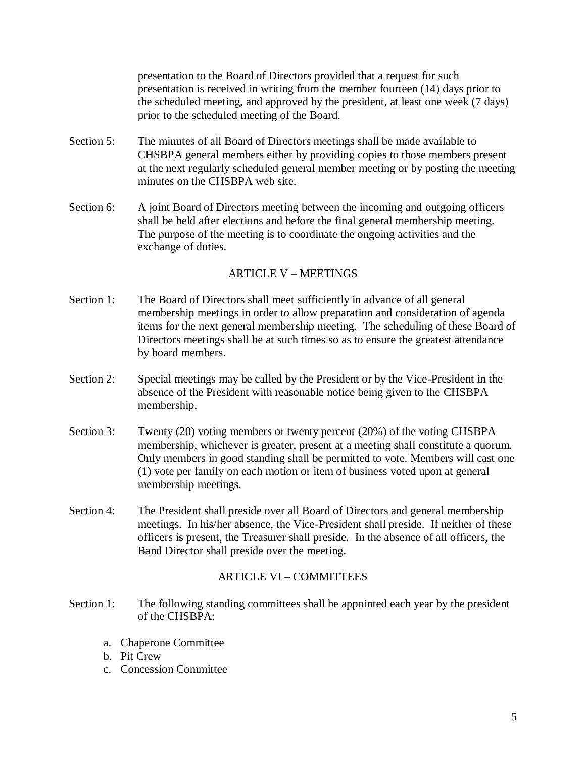presentation to the Board of Directors provided that a request for such presentation is received in writing from the member fourteen (14) days prior to the scheduled meeting, and approved by the president, at least one week (7 days) prior to the scheduled meeting of the Board.

Section 5: The minutes of all Board of Directors meetings shall be made available to CHSBPA general members either by providing copies to those members present at the next regularly scheduled general member meeting or by posting the meeting minutes on the CHSBPA web site.

Section 6: A joint Board of Directors meeting between the incoming and outgoing officers shall be held after elections and before the final general membership meeting. The purpose of the meeting is to coordinate the ongoing activities and the exchange of duties.

## ARTICLE V – MEETINGS

Section 1: The Board of Directors shall meet sufficiently in advance of all general membership meetings in order to allow preparation and consideration of agenda items for the next general membership meeting. The scheduling of these Board of Directors meetings shall be at such times so as to ensure the greatest attendance by board members.

Section 2: Special meetings may be called by the President or by the Vice-President in the absence of the President with reasonable notice being given to the CHSBPA membership.

Section 3: Twenty (20) voting members or twenty percent (20%) of the voting CHSBPA membership, whichever is greater, present at a meeting shall constitute a quorum. Only members in good standing shall be permitted to vote. Members will cast one (1) vote per family on each motion or item of business voted upon at general membership meetings.

Section 4: The President shall preside over all Board of Directors and general membership meetings. In his/her absence, the Vice-President shall preside. If neither of these officers is present, the Treasurer shall preside. In the absence of all officers, the Band Director shall preside over the meeting.

## ARTICLE VI – COMMITTEES

Section 1: The following standing committees shall be appointed each year by the president of the CHSBPA:

a. Chaperone Committee
b. Pit Crew
c. Concession Committee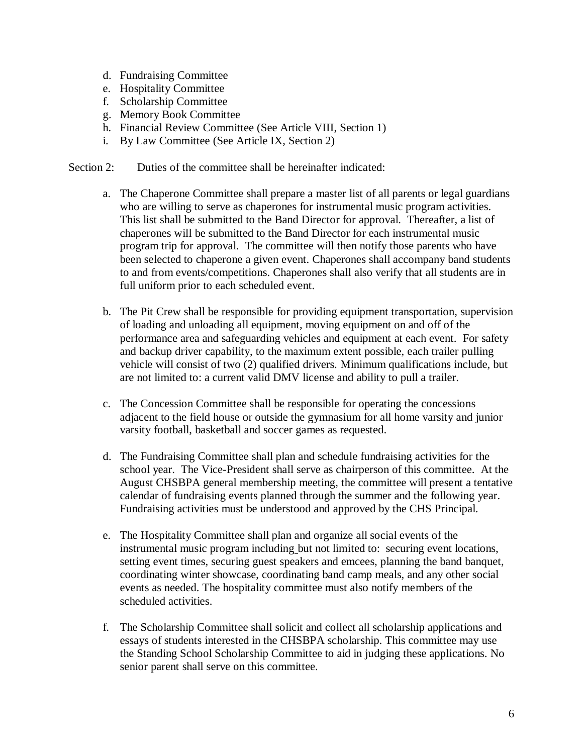d. Fundraising Committee
e. Hospitality Committee
f. Scholarship Committee
g. Memory Book Committee
h. Financial Review Committee (See Article VIII, Section 1)
i. By Law Committee (See Article IX, Section 2)

Section 2: Duties of the committee shall be hereinafter indicated:

a. The Chaperone Committee shall prepare a master list of all parents or legal guardians who are willing to serve as chaperones for instrumental music program activities. This list shall be submitted to the Band Director for approval. Thereafter, a list of chaperones will be submitted to the Band Director for each instrumental music program trip for approval. The committee will then notify those parents who have been selected to chaperone a given event. Chaperones shall accompany band students to and from events/competitions. Chaperones shall also verify that all students are in full uniform prior to each scheduled event.

b. The Pit Crew shall be responsible for providing equipment transportation, supervision of loading and unloading all equipment, moving equipment on and off of the performance area and safeguarding vehicles and equipment at each event. For safety and backup driver capability, to the maximum extent possible, each trailer pulling vehicle will consist of two (2) qualified drivers. Minimum qualifications include, but are not limited to: a current valid DMV license and ability to pull a trailer.

c. The Concession Committee shall be responsible for operating the concessions adjacent to the field house or outside the gymnasium for all home varsity and junior varsity football, basketball and soccer games as requested.

d. The Fundraising Committee shall plan and schedule fundraising activities for the school year. The Vice-President shall serve as chairperson of this committee. At the August CHSBPA general membership meeting, the committee will present a tentative calendar of fundraising events planned through the summer and the following year. Fundraising activities must be understood and approved by the CHS Principal.

e. The Hospitality Committee shall plan and organize all social events of the instrumental music program including but not limited to: securing event locations, setting event times, securing guest speakers and emcees, planning the band banquet, coordinating winter showcase, coordinating band camp meals, and any other social events as needed. The hospitality committee must also notify members of the scheduled activities.

f. The Scholarship Committee shall solicit and collect all scholarship applications and essays of students interested in the CHSBPA scholarship. This committee may use the Standing School Scholarship Committee to aid in judging these applications. No senior parent shall serve on this committee.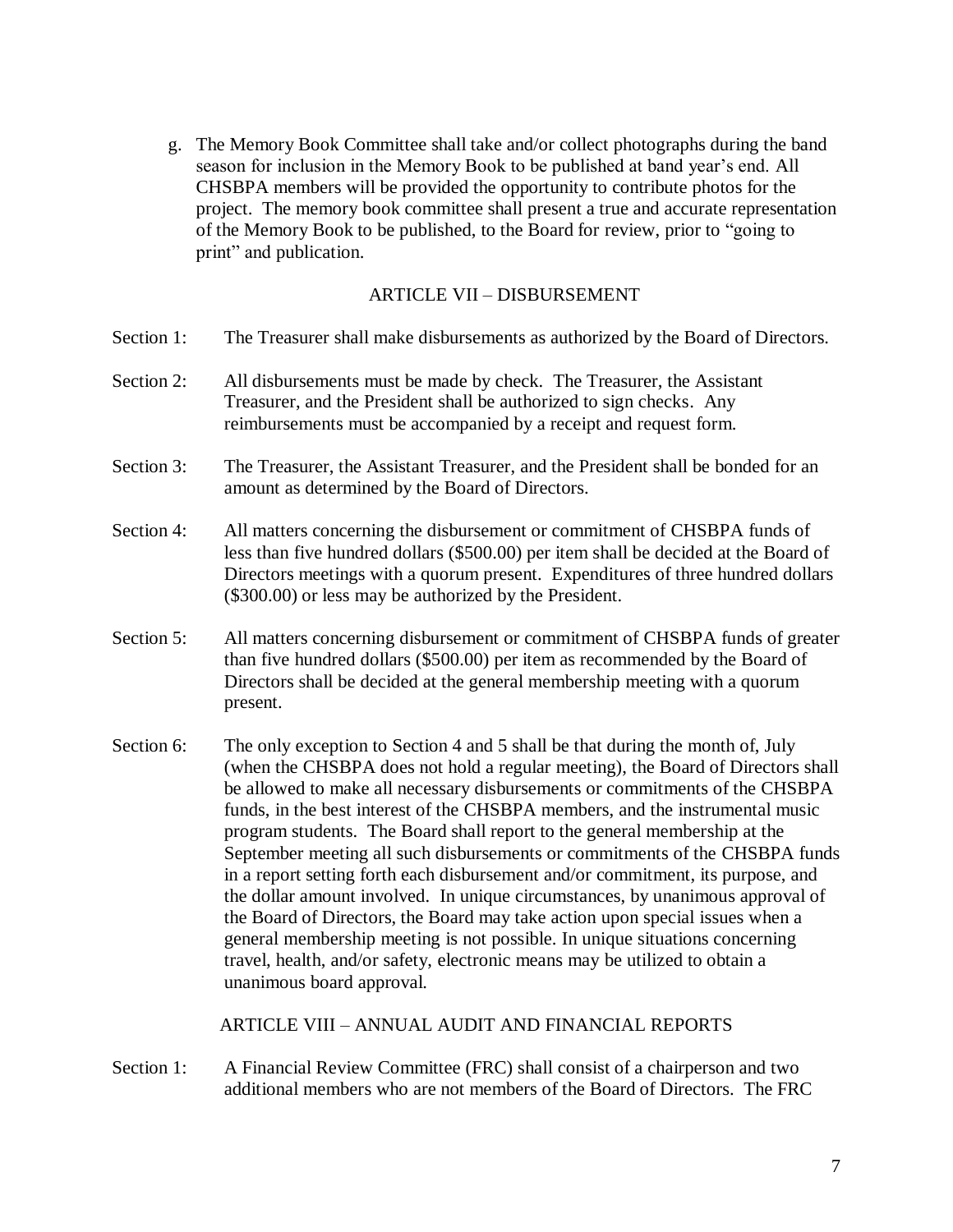g. The Memory Book Committee shall take and/or collect photographs during the band season for inclusion in the Memory Book to be published at band year's end. All CHSBPA members will be provided the opportunity to contribute photos for the project. The memory book committee shall present a true and accurate representation of the Memory Book to be published, to the Board for review, prior to "going to print" and publication.

## ARTICLE VII – DISBURSEMENT

Section 1: The Treasurer shall make disbursements as authorized by the Board of Directors.

Section 2: All disbursements must be made by check. The Treasurer, the Assistant Treasurer, and the President shall be authorized to sign checks. Any reimbursements must be accompanied by a receipt and request form.

Section 3: The Treasurer, the Assistant Treasurer, and the President shall be bonded for an amount as determined by the Board of Directors.

Section 4: All matters concerning the disbursement or commitment of CHSBPA funds of less than five hundred dollars ($500.00) per item shall be decided at the Board of Directors meetings with a quorum present. Expenditures of three hundred dollars ($300.00) or less may be authorized by the President.

Section 5: All matters concerning disbursement or commitment of CHSBPA funds of greater than five hundred dollars ($500.00) per item as recommended by the Board of Directors shall be decided at the general membership meeting with a quorum present.

Section 6: The only exception to Section 4 and 5 shall be that during the month of, July (when the CHSBPA does not hold a regular meeting), the Board of Directors shall be allowed to make all necessary disbursements or commitments of the CHSBPA funds, in the best interest of the CHSBPA members, and the instrumental music program students. The Board shall report to the general membership at the September meeting all such disbursements or commitments of the CHSBPA funds in a report setting forth each disbursement and/or commitment, its purpose, and the dollar amount involved. In unique circumstances, by unanimous approval of the Board of Directors, the Board may take action upon special issues when a general membership meeting is not possible. In unique situations concerning travel, health, and/or safety, electronic means may be utilized to obtain a unanimous board approval.

## ARTICLE VIII – ANNUAL AUDIT AND FINANCIAL REPORTS

Section 1: A Financial Review Committee (FRC) shall consist of a chairperson and two additional members who are not members of the Board of Directors. The FRC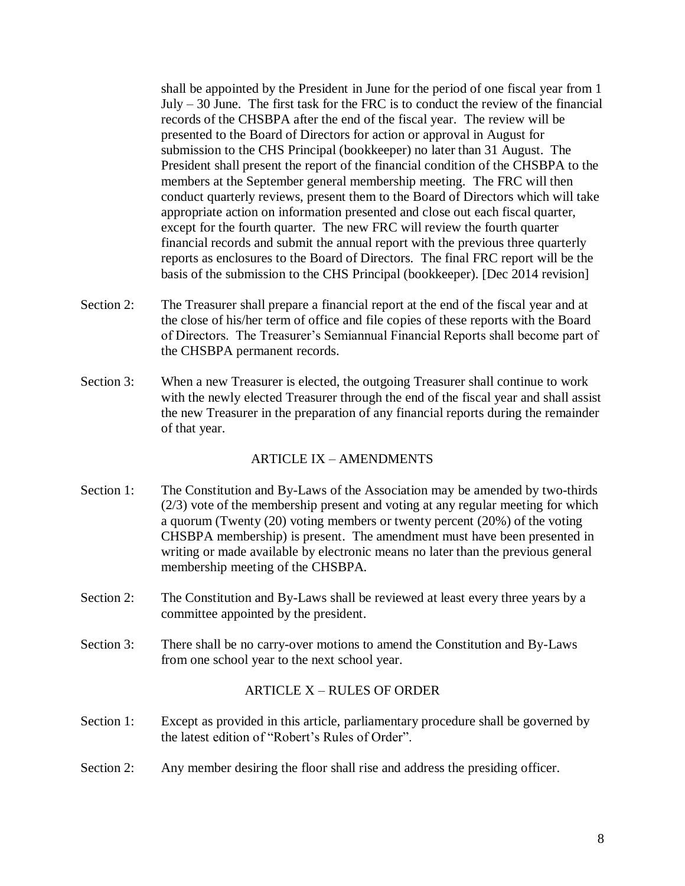shall be appointed by the President in June for the period of one fiscal year from 1 July – 30 June. The first task for the FRC is to conduct the review of the financial records of the CHSBPA after the end of the fiscal year. The review will be presented to the Board of Directors for action or approval in August for submission to the CHS Principal (bookkeeper) no later than 31 August. The President shall present the report of the financial condition of the CHSBPA to the members at the September general membership meeting. The FRC will then conduct quarterly reviews, present them to the Board of Directors which will take appropriate action on information presented and close out each fiscal quarter, except for the fourth quarter. The new FRC will review the fourth quarter financial records and submit the annual report with the previous three quarterly reports as enclosures to the Board of Directors. The final FRC report will be the basis of the submission to the CHS Principal (bookkeeper). [Dec 2014 revision]

Section 2: The Treasurer shall prepare a financial report at the end of the fiscal year and at the close of his/her term of office and file copies of these reports with the Board of Directors. The Treasurer's Semiannual Financial Reports shall become part of the CHSBPA permanent records.

Section 3: When a new Treasurer is elected, the outgoing Treasurer shall continue to work with the newly elected Treasurer through the end of the fiscal year and shall assist the new Treasurer in the preparation of any financial reports during the remainder of that year.

## ARTICLE IX – AMENDMENTS

Section 1: The Constitution and By-Laws of the Association may be amended by two-thirds (2/3) vote of the membership present and voting at any regular meeting for which a quorum (Twenty (20) voting members or twenty percent (20%) of the voting CHSBPA membership) is present. The amendment must have been presented in writing or made available by electronic means no later than the previous general membership meeting of the CHSBPA.

Section 2: The Constitution and By-Laws shall be reviewed at least every three years by a committee appointed by the president.

Section 3: There shall be no carry-over motions to amend the Constitution and By-Laws from one school year to the next school year.

## ARTICLE X – RULES OF ORDER

Section 1: Except as provided in this article, parliamentary procedure shall be governed by the latest edition of "Robert's Rules of Order".

Section 2: Any member desiring the floor shall rise and address the presiding officer.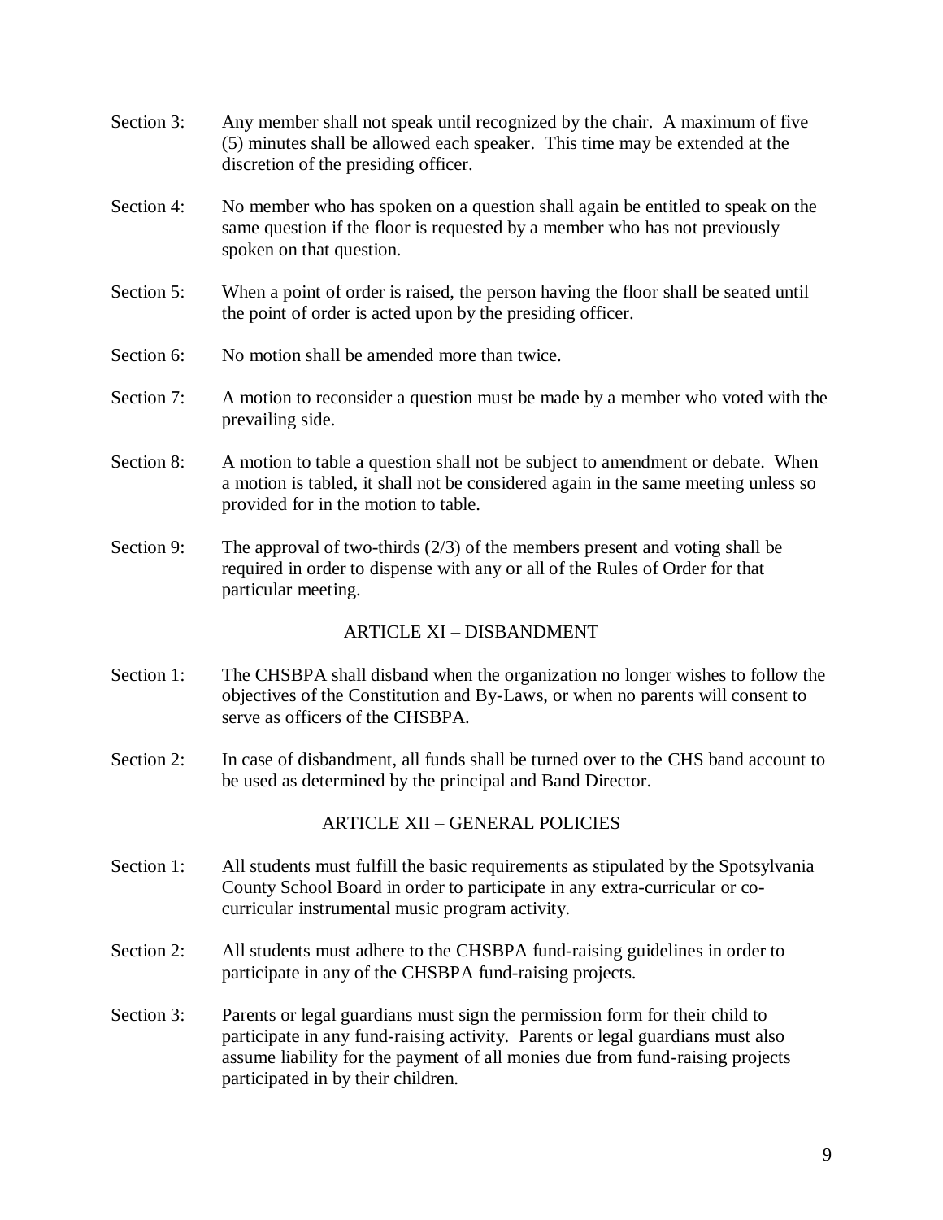Section 3: Any member shall not speak until recognized by the chair. A maximum of five (5) minutes shall be allowed each speaker. This time may be extended at the discretion of the presiding officer.

Section 4: No member who has spoken on a question shall again be entitled to speak on the same question if the floor is requested by a member who has not previously spoken on that question.

Section 5: When a point of order is raised, the person having the floor shall be seated until the point of order is acted upon by the presiding officer.

Section 6: No motion shall be amended more than twice.

Section 7: A motion to reconsider a question must be made by a member who voted with the prevailing side.

Section 8: A motion to table a question shall not be subject to amendment or debate. When a motion is tabled, it shall not be considered again in the same meeting unless so provided for in the motion to table.

Section 9: The approval of two-thirds (2/3) of the members present and voting shall be required in order to dispense with any or all of the Rules of Order for that particular meeting.

## ARTICLE XI – DISBANDMENT

Section 1: The CHSBPA shall disband when the organization no longer wishes to follow the objectives of the Constitution and By-Laws, or when no parents will consent to serve as officers of the CHSBPA.

Section 2: In case of disbandment, all funds shall be turned over to the CHS band account to be used as determined by the principal and Band Director.

## ARTICLE XII – GENERAL POLICIES

Section 1: All students must fulfill the basic requirements as stipulated by the Spotsylvania County School Board in order to participate in any extra-curricular or co-curricular instrumental music program activity.

Section 2: All students must adhere to the CHSBPA fund-raising guidelines in order to participate in any of the CHSBPA fund-raising projects.

Section 3: Parents or legal guardians must sign the permission form for their child to participate in any fund-raising activity. Parents or legal guardians must also assume liability for the payment of all monies due from fund-raising projects participated in by their children.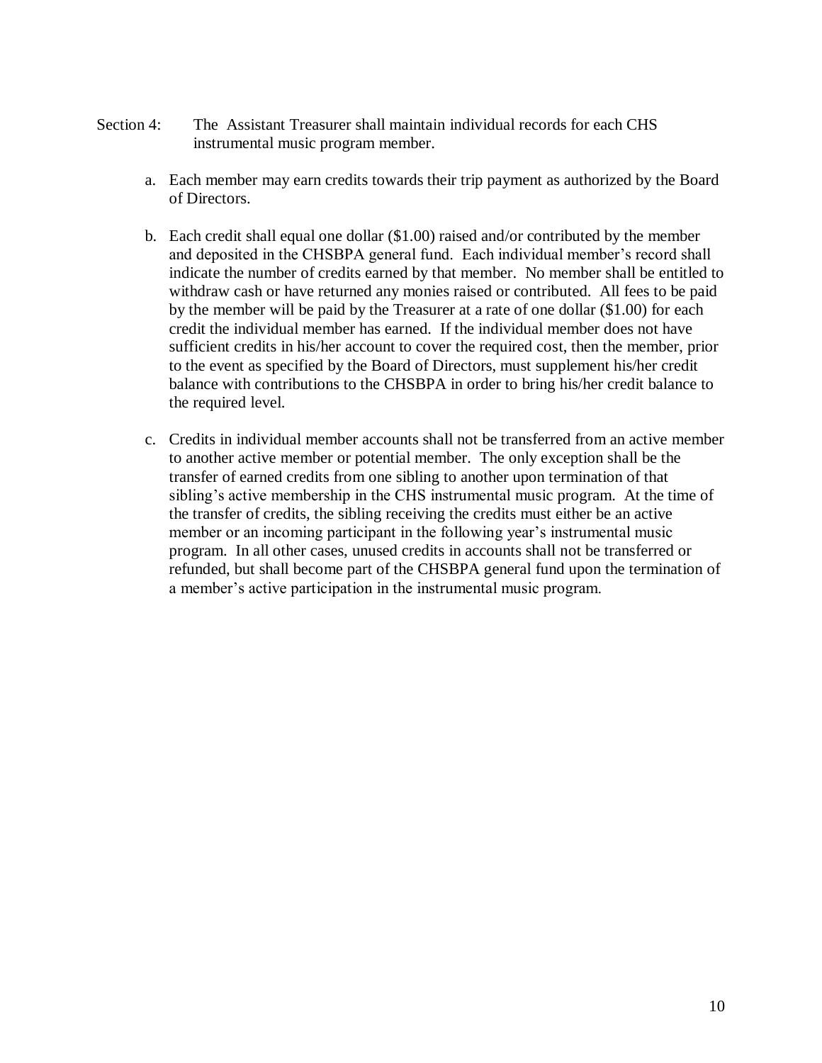Section 4: The Assistant Treasurer shall maintain individual records for each CHS instrumental music program member.

a. Each member may earn credits towards their trip payment as authorized by the Board of Directors.

b. Each credit shall equal one dollar ($1.00) raised and/or contributed by the member and deposited in the CHSBPA general fund. Each individual member's record shall indicate the number of credits earned by that member. No member shall be entitled to withdraw cash or have returned any monies raised or contributed. All fees to be paid by the member will be paid by the Treasurer at a rate of one dollar ($1.00) for each credit the individual member has earned. If the individual member does not have sufficient credits in his/her account to cover the required cost, then the member, prior to the event as specified by the Board of Directors, must supplement his/her credit balance with contributions to the CHSBPA in order to bring his/her credit balance to the required level.

c. Credits in individual member accounts shall not be transferred from an active member to another active member or potential member. The only exception shall be the transfer of earned credits from one sibling to another upon termination of that sibling's active membership in the CHS instrumental music program. At the time of the transfer of credits, the sibling receiving the credits must either be an active member or an incoming participant in the following year's instrumental music program. In all other cases, unused credits in accounts shall not be transferred or refunded, but shall become part of the CHSBPA general fund upon the termination of a member's active participation in the instrumental music program.